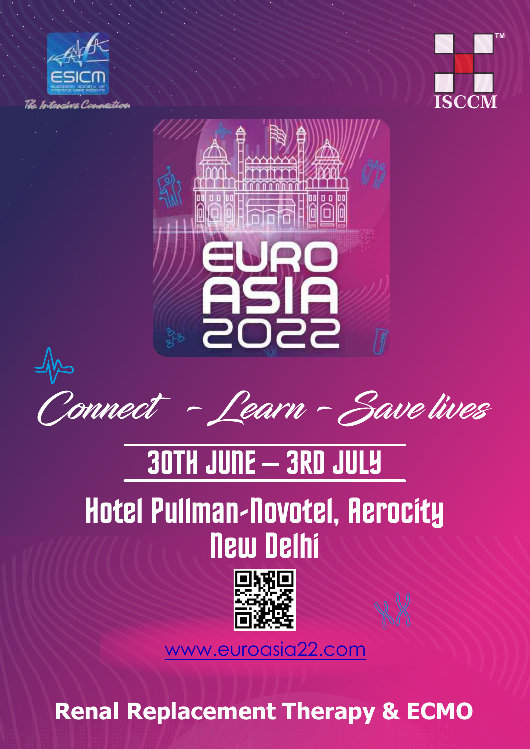ESICM

The Intensive Connection

ISCCM

# EURO ASIA 2022

*Connect - Learn - Save lives*

## 30TH JUNE – 3RD JULY

## Hotel Pullman-Novotel, Aerocity New Delhi

www.euroasia22.com

**Renal Replacement Therapy & ECMO**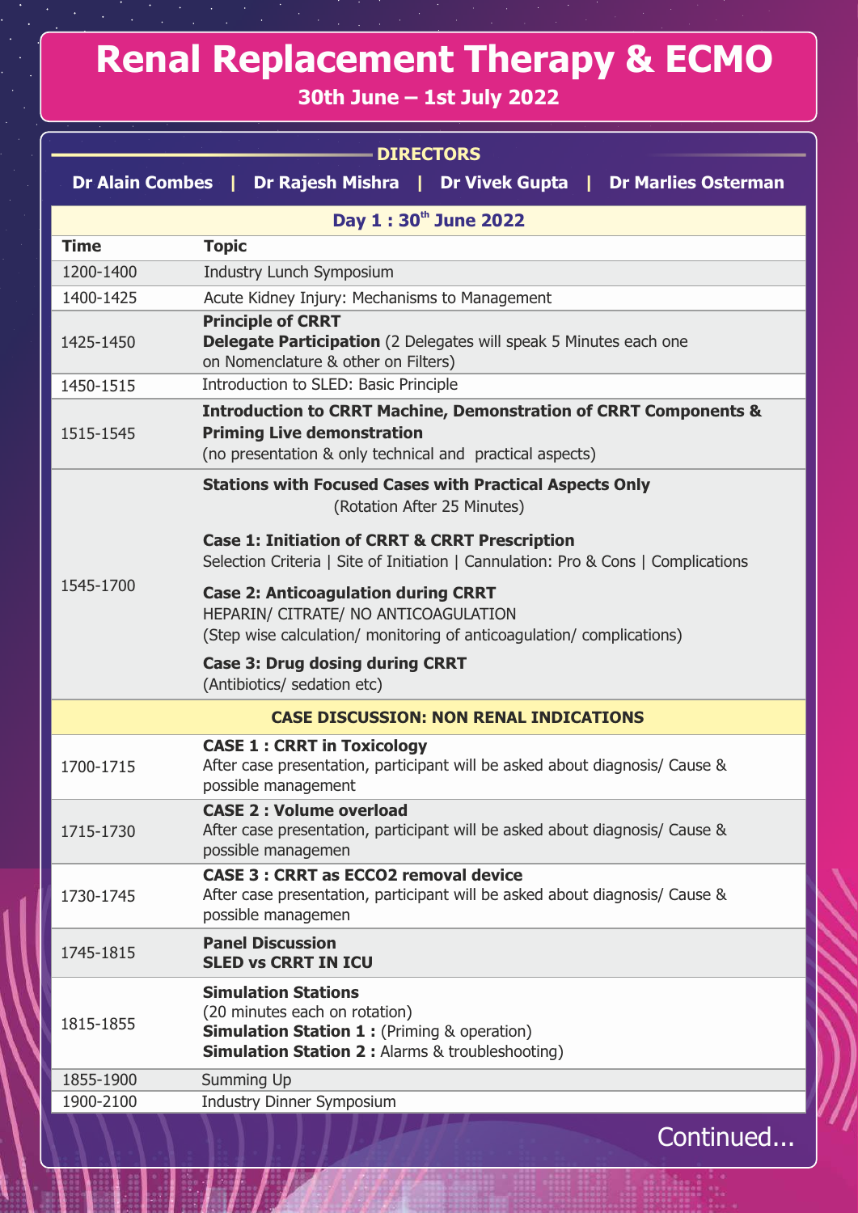# Renal Replacement Therapy & ECMO

**30th June – 1st July 2022**

## DIRECTORS

**Dr Alain Combes | Dr Rajesh Mishra | Dr Vivek Gupta | Dr Marlies Osterman**

| Day 1 : 30th June 2022 | |
|---|---|
| **Time** | **Topic** |
| 1200-1400 | Industry Lunch Symposium |
| 1400-1425 | Acute Kidney Injury: Mechanisms to Management |
| 1425-1450 | **Principle of CRRT**<br>**Delegate Participation** (2 Delegates will speak 5 Minutes each one on Nomenclature & other on Filters) |
| 1450-1515 | Introduction to SLED: Basic Principle |
| 1515-1545 | **Introduction to CRRT Machine, Demonstration of CRRT Components & Priming Live demonstration**<br>(no presentation & only technical and practical aspects) |
| 1545-1700 | **Stations with Focused Cases with Practical Aspects Only**<br>(Rotation After 25 Minutes)<br>**Case 1: Initiation of CRRT & CRRT Prescription**<br>Selection Criteria \| Site of Initiation \| Cannulation: Pro & Cons \| Complications<br>**Case 2: Anticoagulation during CRRT**<br>HEPARIN/ CITRATE/ NO ANTICOAGULATION<br>(Step wise calculation/ monitoring of anticoagulation/ complications)<br>**Case 3: Drug dosing during CRRT**<br>(Antibiotics/ sedation etc) |
| **CASE DISCUSSION: NON RENAL INDICATIONS** | |
| 1700-1715 | **CASE 1 : CRRT in Toxicology**<br>After case presentation, participant will be asked about diagnosis/ Cause & possible management |
| 1715-1730 | **CASE 2 : Volume overload**<br>After case presentation, participant will be asked about diagnosis/ Cause & possible managemen |
| 1730-1745 | **CASE 3 : CRRT as ECCO2 removal device**<br>After case presentation, participant will be asked about diagnosis/ Cause & possible managemen |
| 1745-1815 | **Panel Discussion**<br>**SLED vs CRRT IN ICU** |
| 1815-1855 | **Simulation Stations**<br>(20 minutes each on rotation)<br>**Simulation Station 1 :** (Priming & operation)<br>**Simulation Station 2 :** Alarms & troubleshooting) |
| 1855-1900 | Summing Up |
| 1900-2100 | Industry Dinner Symposium |

Continued...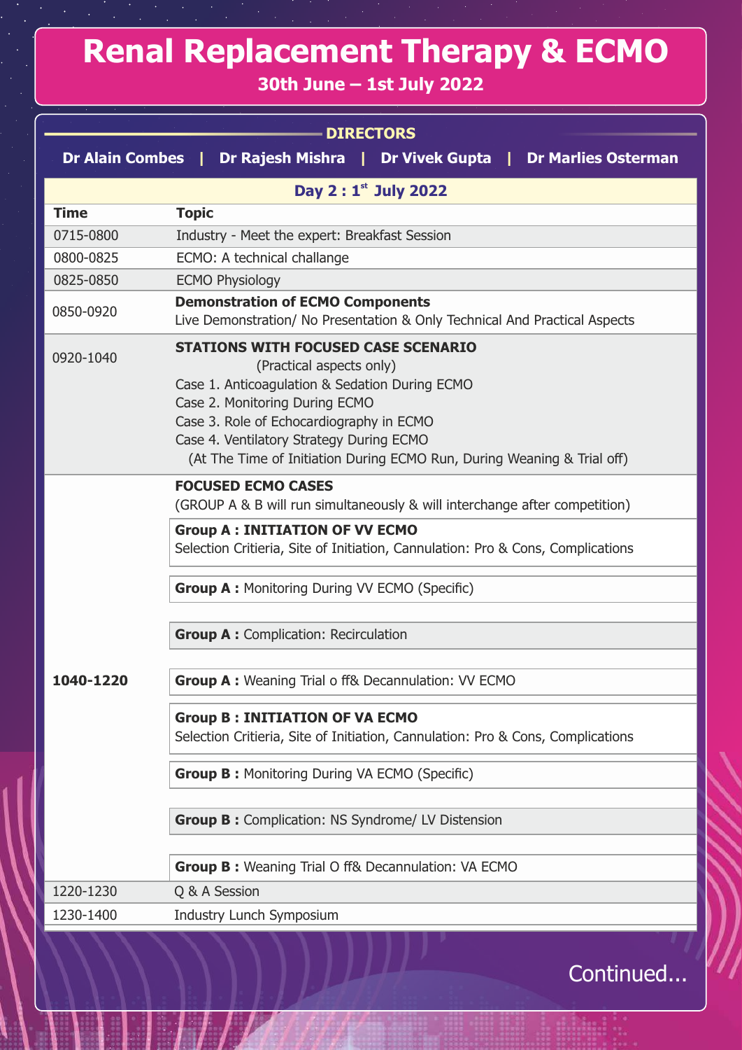# Renal Replacement Therapy & ECMO

**30th June – 1st July 2022**

## DIRECTORS

**Dr Alain Combes | Dr Rajesh Mishra | Dr Vivek Gupta | Dr Marlies Osterman**

| **Day 2 : 1st July 2022** | |
|---|---|
| **Time** | **Topic** |
| 0715-0800 | Industry - Meet the expert: Breakfast Session |
| 0800-0825 | ECMO: A technical challange |
| 0825-0850 | ECMO Physiology |
| 0850-0920 | **Demonstration of ECMO Components**<br>Live Demonstration/ No Presentation & Only Technical And Practical Aspects |
| 0920-1040 | **STATIONS WITH FOCUSED CASE SCENARIO**<br>(Practical aspects only)<br>Case 1. Anticoagulation & Sedation During ECMO<br>Case 2. Monitoring During ECMO<br>Case 3. Role of Echocardiography in ECMO<br>Case 4. Ventilatory Strategy During ECMO<br>(At The Time of Initiation During ECMO Run, During Weaning & Trial off) |
| **1040-1220** | **FOCUSED ECMO CASES**<br>(GROUP A & B will run simultaneously & will interchange after competition)<br>**Group A : INITIATION OF VV ECMO**<br>Selection Critieria, Site of Initiation, Cannulation: Pro & Cons, Complications<br>**Group A :** Monitoring During VV ECMO (Specific)<br>**Group A :** Complication: Recirculation<br>**Group A :** Weaning Trial o ff& Decannulation: VV ECMO<br>**Group B : INITIATION OF VA ECMO**<br>Selection Critieria, Site of Initiation, Cannulation: Pro & Cons, Complications<br>**Group B :** Monitoring During VA ECMO (Specific)<br>**Group B :** Complication: NS Syndrome/ LV Distension<br>**Group B :** Weaning Trial O ff& Decannulation: VA ECMO |
| 1220-1230 | Q & A Session |
| 1230-1400 | Industry Lunch Symposium |

Continued...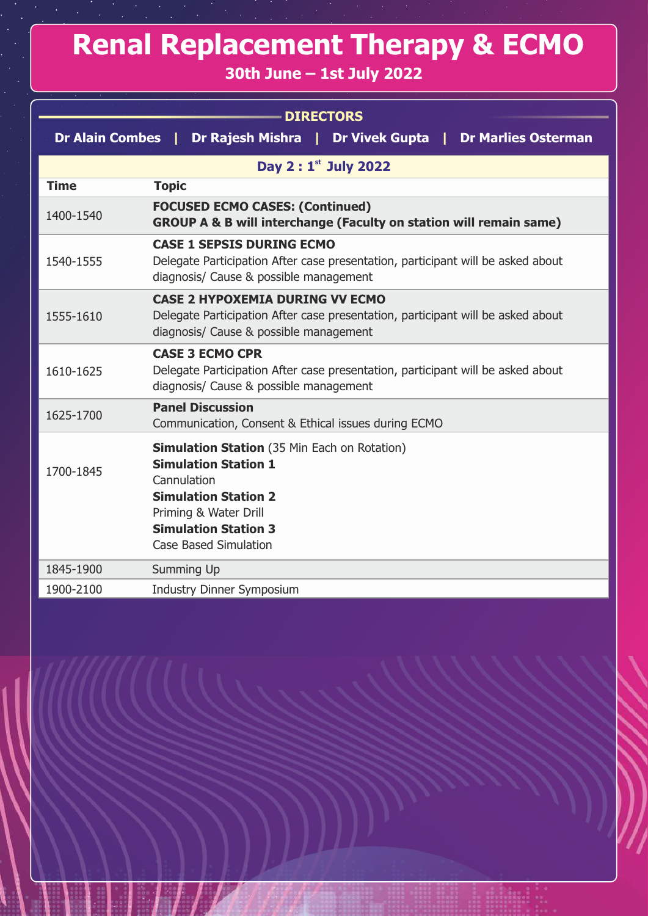# Renal Replacement Therapy & ECMO

**30th June – 1st July 2022**

**DIRECTORS**

**Dr Alain Combes | Dr Rajesh Mishra | Dr Vivek Gupta | Dr Marlies Osterman**

**Day 2 : 1st July 2022**

| Time | Topic |
|---|---|
| 1400-1540 | **FOCUSED ECMO CASES: (Continued)** **GROUP A & B will interchange (Faculty on station will remain same)** |
| 1540-1555 | **CASE 1 SEPSIS DURING ECMO** Delegate Participation After case presentation, participant will be asked about diagnosis/ Cause & possible management |
| 1555-1610 | **CASE 2 HYPOXEMIA DURING VV ECMO** Delegate Participation After case presentation, participant will be asked about diagnosis/ Cause & possible management |
| 1610-1625 | **CASE 3 ECMO CPR** Delegate Participation After case presentation, participant will be asked about diagnosis/ Cause & possible management |
| 1625-1700 | **Panel Discussion** Communication, Consent & Ethical issues during ECMO |
| 1700-1845 | **Simulation Station** (35 Min Each on Rotation) **Simulation Station 1** Cannulation **Simulation Station 2** Priming & Water Drill **Simulation Station 3** Case Based Simulation |
| 1845-1900 | Summing Up |
| 1900-2100 | Industry Dinner Symposium |